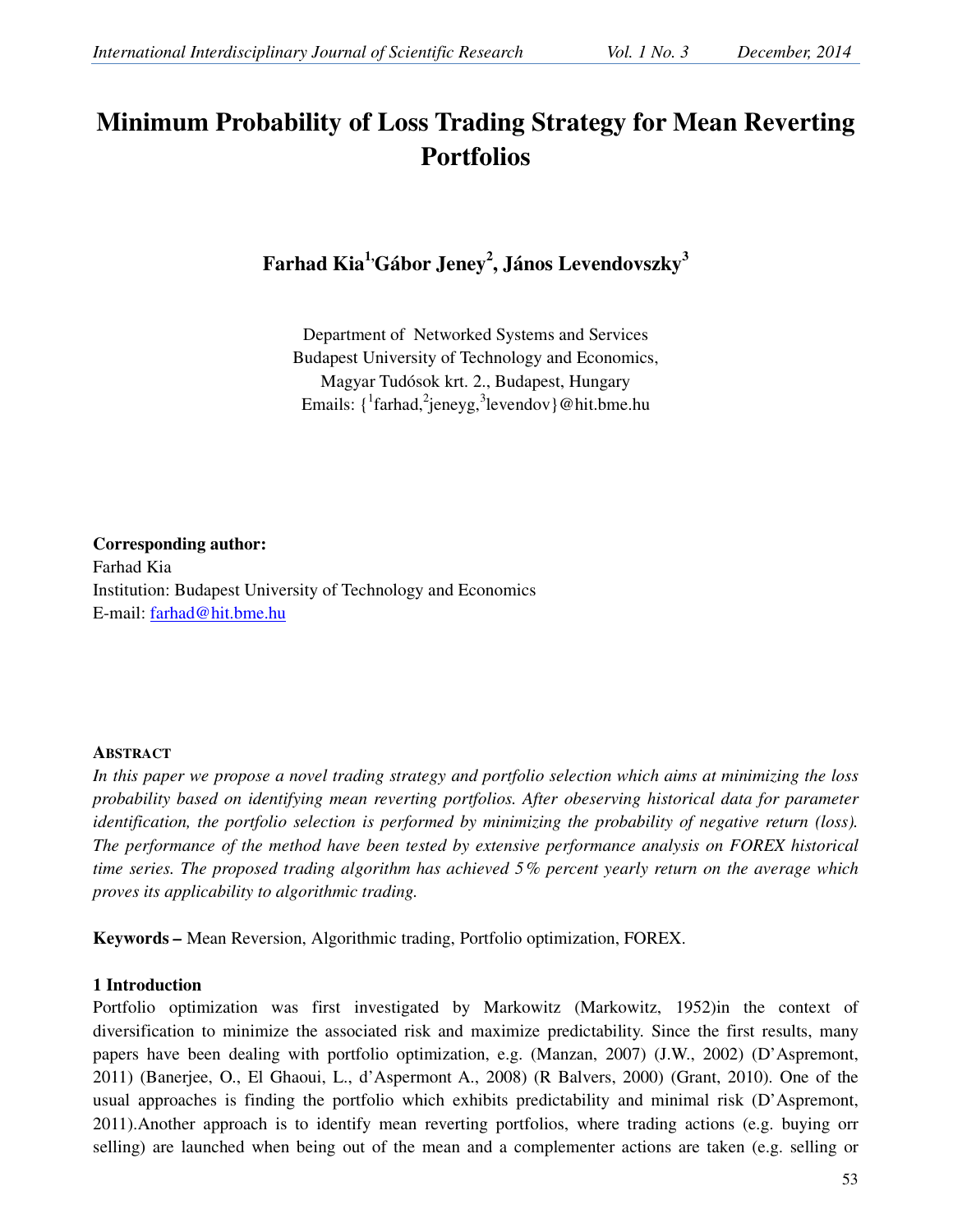# Minimum Probability of Loss Trading Strategy for Mean Reverting Portfolios

**Farhad Kia[1], Gábor Jeney[2], János Levendovszky[3]**

Department of Networked Systems and Services
Budapest University of Technology and Economics,
Magyar Tudósok krt. 2., Budapest, Hungary
Emails: {[1]farhad,[2]jeneyg,[3]levendov}@hit.bme.hu

**Corresponding author:**
Farhad Kia
Institution: Budapest University of Technology and Economics
E-mail: farhad@hit.bme.hu

##### ABSTRACT

*In this paper we propose a novel trading strategy and portfolio selection which aims at minimizing the loss probability based on identifying mean reverting portfolios. After obeserving historical data for parameter identification, the portfolio selection is performed by minimizing the probability of negative return (loss). The performance of the method have been tested by extensive performance analysis on FOREX historical time series. The proposed trading algorithm has achieved 5% percent yearly return on the average which proves its applicability to algorithmic trading.*

**Keywords –** Mean Reversion, Algorithmic trading, Portfolio optimization, FOREX.

## 1 Introduction

Portfolio optimization was first investigated by Markowitz (Markowitz, 1952)in the context of diversification to minimize the associated risk and maximize predictability. Since the first results, many papers have been dealing with portfolio optimization, e.g. (Manzan, 2007) (J.W., 2002) (D'Aspremont, 2011) (Banerjee, O., El Ghaoui, L., d'Aspermont A., 2008) (R Balvers, 2000) (Grant, 2010). One of the usual approaches is finding the portfolio which exhibits predictability and minimal risk (D'Aspremont, 2011).Another approach is to identify mean reverting portfolios, where trading actions (e.g. buying orr selling) are launched when being out of the mean and a complementer actions are taken (e.g. selling or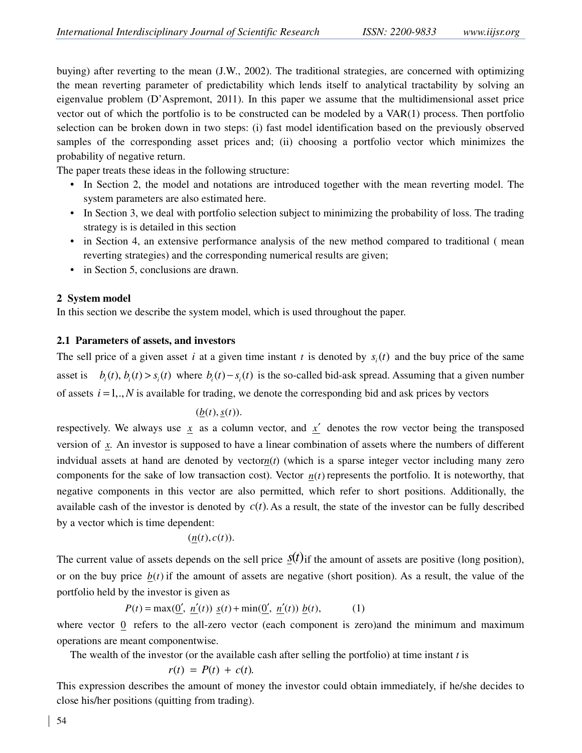buying) after reverting to the mean (J.W., 2002). The traditional strategies, are concerned with optimizing the mean reverting parameter of predictability which lends itself to analytical tractability by solving an eigenvalue problem (D'Aspremont, 2011). In this paper we assume that the multidimensional asset price vector out of which the portfolio is to be constructed can be modeled by a VAR(1) process. Then portfolio selection can be broken down in two steps: (i) fast model identification based on the previously observed samples of the corresponding asset prices and; (ii) choosing a portfolio vector which minimizes the probability of negative return.

The paper treats these ideas in the following structure:

- In Section 2, the model and notations are introduced together with the mean reverting model. The system parameters are also estimated here.
- In Section 3, we deal with portfolio selection subject to minimizing the probability of loss. The trading strategy is is detailed in this section
- in Section 4, an extensive performance analysis of the new method compared to traditional ( mean reverting strategies) and the corresponding numerical results are given;
- in Section 5, conclusions are drawn.

## 2 System model

In this section we describe the system model, which is used throughout the paper.

### 2.1 Parameters of assets, and investors

The sell price of a given asset $i$ at a given time instant $t$ is denoted by $s_i(t)$ and the buy price of the same asset is $b_i(t), b_i(t) > s_i(t)$ where $b_i(t) - s_i(t)$ is the so-called bid-ask spread. Assuming that a given number of assets $i = 1,.,N$ is available for trading, we denote the corresponding bid and ask prices by vectors

$$(\underline{b}(t), \underline{s}(t)).$$

respectively. We always use $\underline{x}$ as a column vector, and $\underline{x}'$ denotes the row vector being the transposed version of $\underline{x}$. An investor is supposed to have a linear combination of assets where the numbers of different indvidual assets at hand are denoted by vector$\underline{n}(t)$ (which is a sparse integer vector including many zero components for the sake of low transaction cost). Vector $\underline{n}(t)$ represents the portfolio. It is noteworthy, that negative components in this vector are also permitted, which refer to short positions. Additionally, the available cash of the investor is denoted by $c(t)$. As a result, the state of the investor can be fully described by a vector which is time dependent:

$$(\underline{n}(t), c(t)).$$

The current value of assets depends on the sell price $\underline{s}(t)$ if the amount of assets are positive (long position), or on the buy price $\underline{b}(t)$ if the amount of assets are negative (short position). As a result, the value of the portfolio held by the investor is given as

$$P(t) = \max(\underline{0}', \ \underline{n}'(t)) \ \underline{s}(t) + \min(\underline{0}', \ \underline{n}'(t)) \ \underline{b}(t), \qquad (1)$$

where vector $\underline{0}$ refers to the all-zero vector (each component is zero)and the minimum and maximum operations are meant componentwise.

The wealth of the investor (or the available cash after selling the portfolio) at time instant $t$ is

$$r(t) = P(t) + c(t).$$

This expression describes the amount of money the investor could obtain immediately, if he/she decides to close his/her positions (quitting from trading).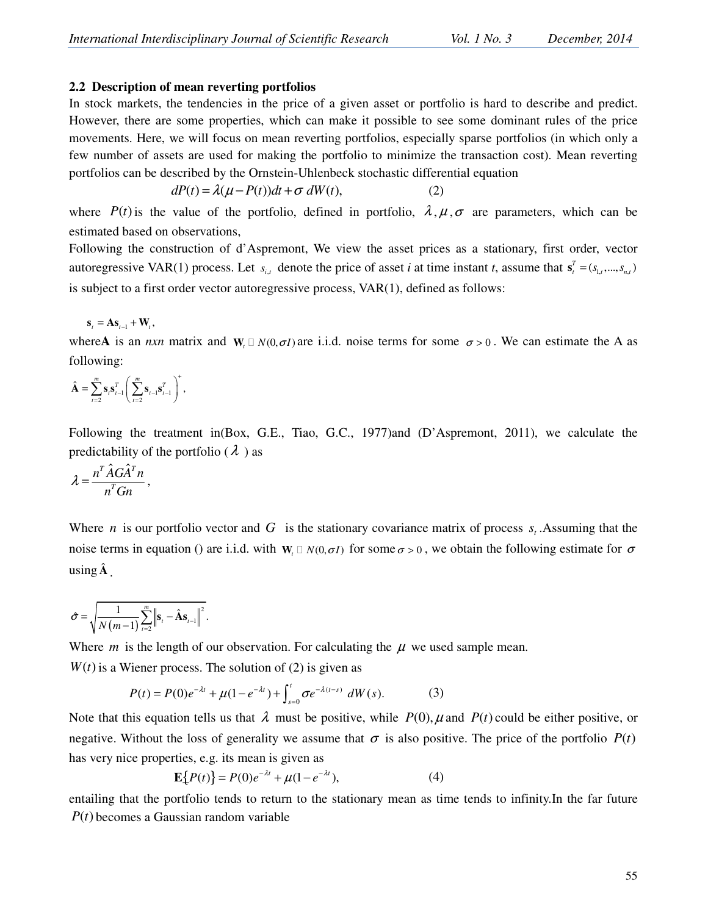### 2.2 Description of mean reverting portfolios

In stock markets, the tendencies in the price of a given asset or portfolio is hard to describe and predict. However, there are some properties, which can make it possible to see some dominant rules of the price movements. Here, we will focus on mean reverting portfolios, especially sparse portfolios (in which only a few number of assets are used for making the portfolio to minimize the transaction cost). Mean reverting portfolios can be described by the Ornstein-Uhlenbeck stochastic differential equation

$$dP(t) = \lambda(\mu - P(t))dt + \sigma\, dW(t), \qquad (2)$$

where $P(t)$ is the value of the portfolio, defined in portfolio, $\lambda, \mu, \sigma$ are parameters, which can be estimated based on observations,

Following the construction of d'Aspremont, We view the asset prices as a stationary, first order, vector autoregressive VAR(1) process. Let $s_{i,t}$ denote the price of asset *i* at time instant *t*, assume that $\mathbf{s}_t^T = (s_{1,t}, \ldots, s_{n,t})$ is subject to a first order vector autoregressive process, VAR(1), defined as follows:

$$\mathbf{s}_t = \mathbf{A}\mathbf{s}_{t-1} + \mathbf{W}_t,$$

where**A** is an *nxn* matrix and $\mathbf{W}_t \sim N(0, \sigma I)$ are i.i.d. noise terms for some $\sigma > 0$. We can estimate the A as following:

$$\hat{\mathbf{A}} = \sum_{t=2}^{m} \mathbf{s}_t \mathbf{s}_{t-1}^T \left( \sum_{t=2}^{m} \mathbf{s}_{t-1} \mathbf{s}_{t-1}^T \right)^{+},$$

Following the treatment in(Box, G.E., Tiao, G.C., 1977)and (D'Aspremont, 2011), we calculate the predictability of the portfolio ( $\lambda$ ) as

$$\lambda = \frac{n^T \hat{A} G \hat{A}^T n}{n^T G n},$$

Where $n$ is our portfolio vector and $G$ is the stationary covariance matrix of process $s_t$ .Assuming that the noise terms in equation () are i.i.d. with $\mathbf{W}_t \sim N(0, \sigma I)$ for some $\sigma > 0$, we obtain the following estimate for $\sigma$ using $\hat{\mathbf{A}}$.

$$\hat{\sigma} = \sqrt{\frac{1}{N(m-1)} \sum_{t=2}^{m} \left\| \mathbf{s}_t - \hat{\mathbf{A}}\mathbf{s}_{t-1} \right\|^2}.$$

Where $m$ is the length of our observation. For calculating the $\mu$ we used sample mean.

$W(t)$ is a Wiener process. The solution of (2) is given as

$$P(t) = P(0)e^{-\lambda t} + \mu(1 - e^{-\lambda t}) + \int_{s=0}^{t} \sigma e^{-\lambda(t-s)}\, dW(s). \qquad (3)$$

Note that this equation tells us that $\lambda$ must be positive, while $P(0), \mu$ and $P(t)$ could be either positive, or negative. Without the loss of generality we assume that $\sigma$ is also positive. The price of the portfolio $P(t)$ has very nice properties, e.g. its mean is given as

$$\mathbf{E}\{P(t)\} = P(0)e^{-\lambda t} + \mu(1 - e^{-\lambda t}), \qquad (4)$$

entailing that the portfolio tends to return to the stationary mean as time tends to infinity.In the far future $P(t)$ becomes a Gaussian random variable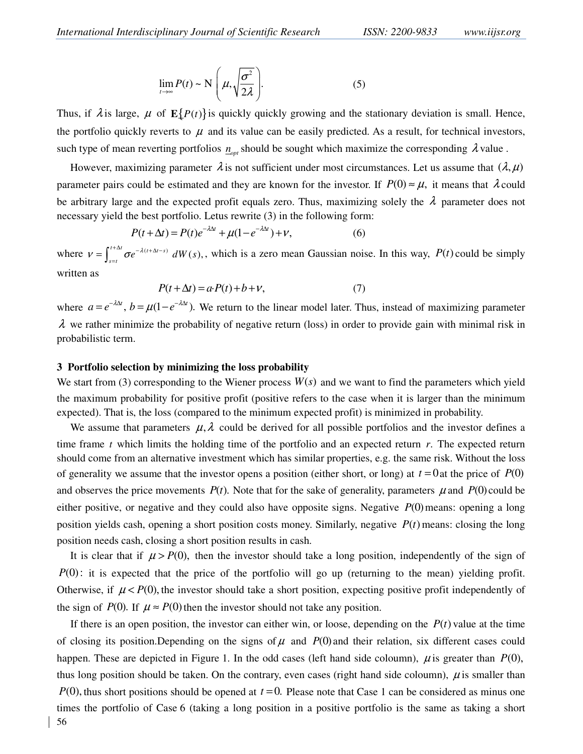$$\lim_{t\to\infty} P(t) \sim \mathrm{N}\left(\mu, \sqrt{\frac{\sigma^2}{2\lambda}}\right). \qquad (5)$$

Thus, if $\lambda$ is large, $\mu$ of $\mathbf{E}\{P(t)\}$ is quickly quickly growing and the stationary deviation is small. Hence, the portfolio quickly reverts to $\mu$ and its value can be easily predicted. As a result, for technical investors, such type of mean reverting portfolios $\underline{n}_{opt}$ should be sought which maximize the corresponding $\lambda$ value .

However, maximizing parameter $\lambda$ is not sufficient under most circumstances. Let us assume that $(\lambda, \mu)$ parameter pairs could be estimated and they are known for the investor. If $P(0) \approx \mu,$ it means that $\lambda$ could be arbitrary large and the expected profit equals zero. Thus, maximizing solely the $\lambda$ parameter does not necessary yield the best portfolio. Letus rewrite (3) in the following form:

$$P(t+\Delta t) = P(t)e^{-\lambda\Delta t} + \mu(1-e^{-\lambda\Delta t}) + \nu, \qquad (6)$$

where $\nu = \int_{s=t}^{t+\Delta t} \sigma e^{-\lambda(t+\Delta t-s)}\, dW(s),$, which is a zero mean Gaussian noise. In this way, $P(t)$ could be simply written as

$$P(t+\Delta t) = a \cdot P(t) + b + \nu, \qquad (7)$$

where $a = e^{-\lambda\Delta t}$, $b = \mu(1-e^{-\lambda\Delta t})$. We return to the linear model later. Thus, instead of maximizing parameter $\lambda$ we rather minimize the probability of negative return (loss) in order to provide gain with minimal risk in probabilistic term.

### 3 Portfolio selection by minimizing the loss probability

We start from (3) corresponding to the Wiener process $W(s)$ and we want to find the parameters which yield the maximum probability for positive profit (positive refers to the case when it is larger than the minimum expected). That is, the loss (compared to the minimum expected profit) is minimized in probability.

We assume that parameters $\mu, \lambda$ could be derived for all possible portfolios and the investor defines a time frame $t$ which limits the holding time of the portfolio and an expected return $r$. The expected return should come from an alternative investment which has similar properties, e.g. the same risk. Without the loss of generality we assume that the investor opens a position (either short, or long) at $t=0$ at the price of $P(0)$ and observes the price movements $P(t)$. Note that for the sake of generality, parameters $\mu$ and $P(0)$ could be either positive, or negative and they could also have opposite signs. Negative $P(0)$ means: opening a long position yields cash, opening a short position costs money. Similarly, negative $P(t)$ means: closing the long position needs cash, closing a short position results in cash.

It is clear that if $\mu > P(0),$ then the investor should take a long position, independently of the sign of $P(0)$: it is expected that the price of the portfolio will go up (returning to the mean) yielding profit. Otherwise, if $\mu < P(0),$ the investor should take a short position, expecting positive profit independently of the sign of $P(0).$ If $\mu \approx P(0)$ then the investor should not take any position.

If there is an open position, the investor can either win, or loose, depending on the $P(t)$ value at the time of closing its position.Depending on the signs of $\mu$ and $P(0)$ and their relation, six different cases could happen. These are depicted in Figure 1. In the odd cases (left hand side coloumn), $\mu$ is greater than $P(0),$ thus long position should be taken. On the contrary, even cases (right hand side coloumn), $\mu$ is smaller than $P(0),$ thus short positions should be opened at $t=0.$ Please note that Case 1 can be considered as minus one times the portfolio of Case 6 (taking a long position in a positive portfolio is the same as taking a short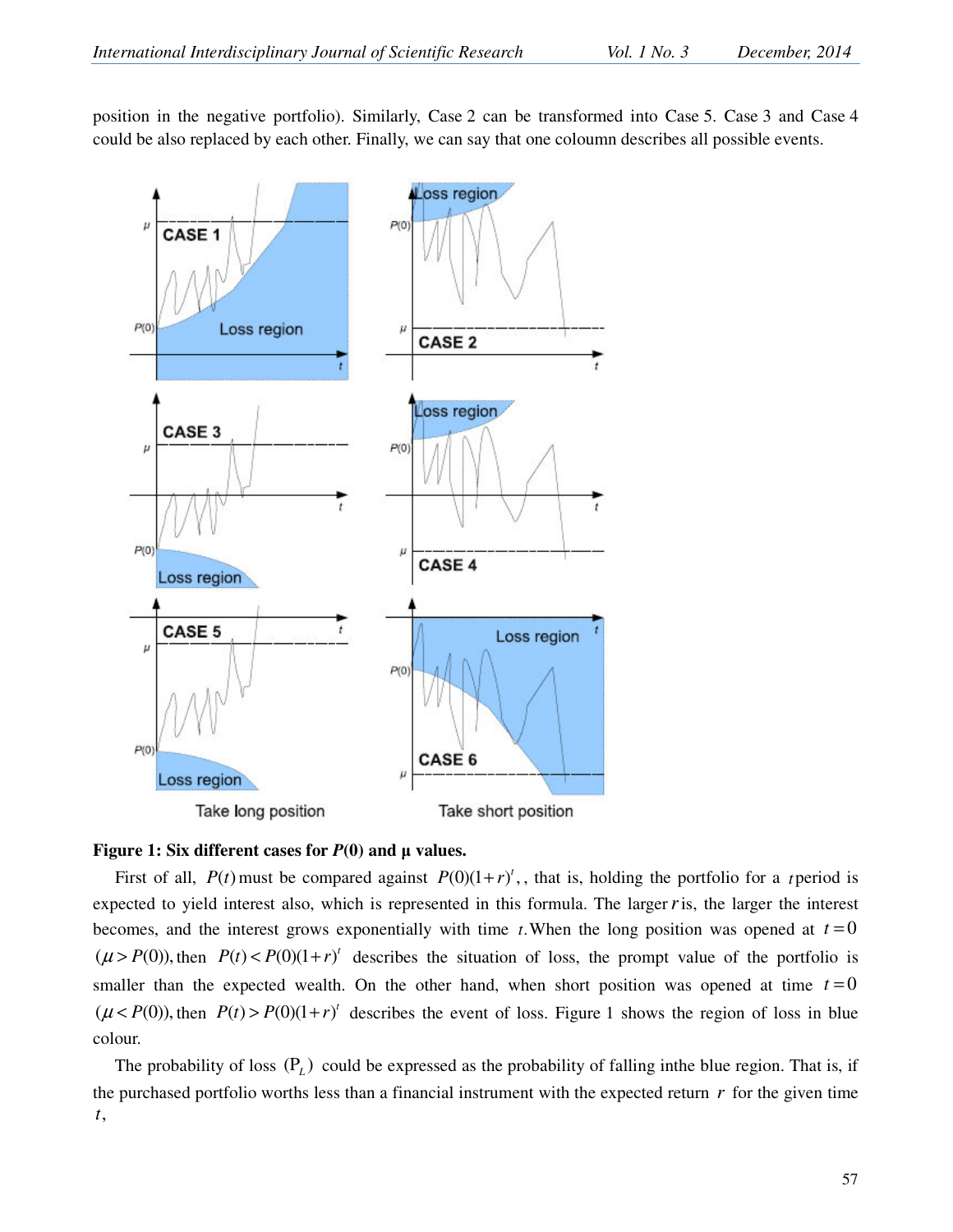position in the negative portfolio). Similarly, Case 2 can be transformed into Case 5. Case 3 and Case 4 could be also replaced by each other. Finally, we can say that one coloumn describes all possible events.

**Figure 1: Six different cases for *P*(0) and μ values.**

First of all, $P(t)$ must be compared against $P(0)(1+r)^t$, , that is, holding the portfolio for a $t$ period is expected to yield interest also, which is represented in this formula. The larger $r$ is, the larger the interest becomes, and the interest grows exponentially with time $t$. When the long position was opened at $t=0$ ($\mu > P(0)$), then $P(t) < P(0)(1+r)^t$ describes the situation of loss, the prompt value of the portfolio is smaller than the expected wealth. On the other hand, when short position was opened at time $t=0$ ($\mu < P(0)$), then $P(t) > P(0)(1+r)^t$ describes the event of loss. Figure 1 shows the region of loss in blue colour.

The probability of loss ($P_L$) could be expressed as the probability of falling inthe blue region. That is, if the purchased portfolio worths less than a financial instrument with the expected return $r$ for the given time $t$,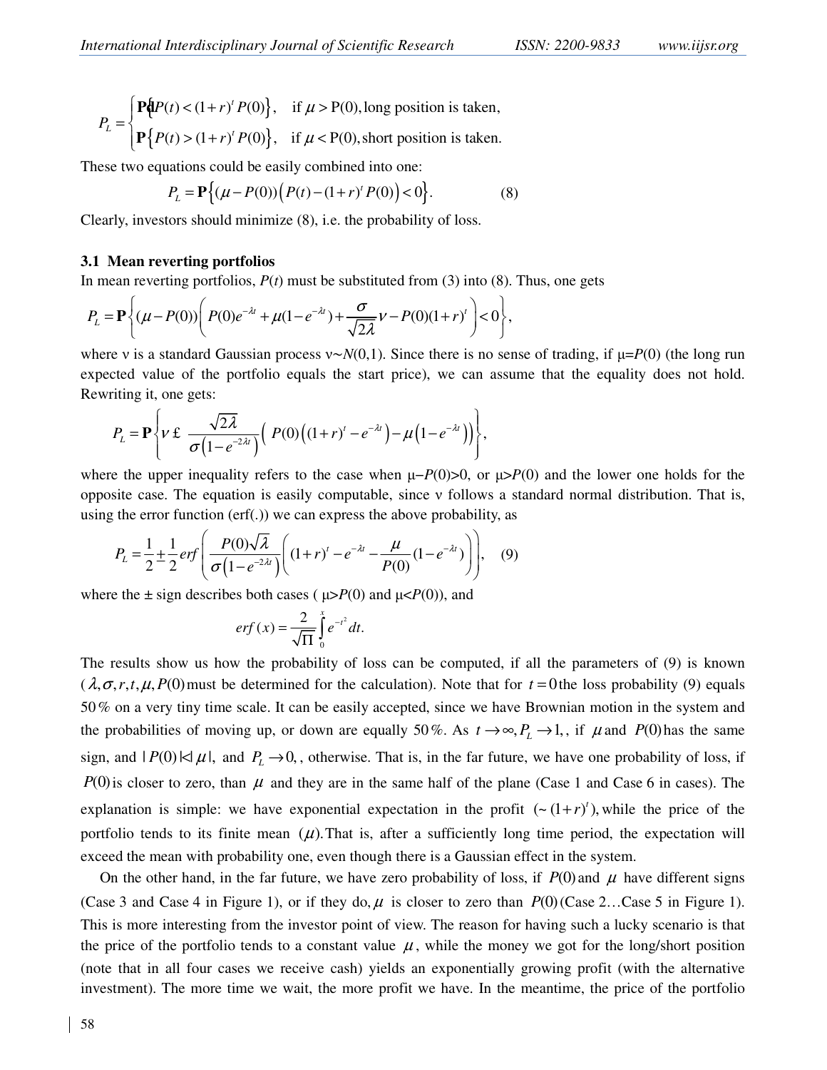$$P_L = \begin{cases} \mathbf{P}\{P(t) < (1+r)^t P(0)\}, & \text{if } \mu > \text{P(0), long position is taken,} \\ \mathbf{P}\{P(t) > (1+r)^t P(0)\}, & \text{if } \mu < \text{P(0), short position is taken.} \end{cases}$$

These two equations could be easily combined into one:

$$P_L = \mathbf{P}\left\{(\mu - P(0))\left(P(t) - (1+r)^t P(0)\right) < 0\right\}. \qquad (8)$$

Clearly, investors should minimize (8), i.e. the probability of loss.

### 3.1 Mean reverting portfolios

In mean reverting portfolios, $P(t)$ must be substituted from (3) into (8). Thus, one gets

$$P_L = \mathbf{P}\left\{(\mu - P(0))\left(P(0)e^{-\lambda t} + \mu(1-e^{-\lambda t}) + \frac{\sigma}{\sqrt{2\lambda}}\nu - P(0)(1+r)^t\right) < 0\right\},$$

where ν is a standard Gaussian process ν∼$N(0,1)$. Since there is no sense of trading, if μ=$P(0)$ (the long run expected value of the portfolio equals the start price), we can assume that the equality does not hold. Rewriting it, one gets:

$$P_L = \mathbf{P}\left\{\nu \lessgtr \frac{\sqrt{2\lambda}}{\sigma\left(1-e^{-2\lambda t}\right)}\left(P(0)\left((1+r)^t - e^{-\lambda t}\right) - \mu\left(1-e^{-\lambda t}\right)\right)\right\},$$

where the upper inequality refers to the case when μ−$P(0)$>0, or μ>$P(0)$ and the lower one holds for the opposite case. The equation is easily computable, since ν follows a standard normal distribution. That is, using the error function (erf(.)) we can express the above probability, as

$$P_L = \frac{1}{2} \pm \frac{1}{2} erf\left(\frac{P(0)\sqrt{\lambda}}{\sigma\left(1-e^{-2\lambda t}\right)}\left((1+r)^t - e^{-\lambda t} - \frac{\mu}{P(0)}(1-e^{-\lambda t})\right)\right), \quad (9)$$

where the ± sign describes both cases ( μ>$P(0)$ and μ<$P(0)$), and

$$erf(x) = \frac{2}{\sqrt{\Pi}}\int_0^x e^{-t^2} dt.$$

The results show us how the probability of loss can be computed, if all the parameters of (9) is known ($\lambda, \sigma, r, t, \mu, P(0)$ must be determined for the calculation). Note that for $t = 0$ the loss probability (9) equals 50% on a very tiny time scale. It can be easily accepted, since we have Brownian motion in the system and the probabilities of moving up, or down are equally 50%. As $t \to \infty, P_L \to 1,$, if $\mu$ and $P(0)$ has the same sign, and $|P(0)| < |\mu|$, and $P_L \to 0,$, otherwise. That is, in the far future, we have one probability of loss, if $P(0)$ is closer to zero, than $\mu$ and they are in the same half of the plane (Case 1 and Case 6 in cases). The explanation is simple: we have exponential expectation in the profit $(\sim (1+r)^t)$, while the price of the portfolio tends to its finite mean $(\mu)$. That is, after a sufficiently long time period, the expectation will exceed the mean with probability one, even though there is a Gaussian effect in the system.

On the other hand, in the far future, we have zero probability of loss, if $P(0)$ and $\mu$ have different signs (Case 3 and Case 4 in Figure 1), or if they do, $\mu$ is closer to zero than $P(0)$ (Case 2…Case 5 in Figure 1). This is more interesting from the investor point of view. The reason for having such a lucky scenario is that the price of the portfolio tends to a constant value $\mu$, while the money we got for the long/short position (note that in all four cases we receive cash) yields an exponentially growing profit (with the alternative investment). The more time we wait, the more profit we have. In the meantime, the price of the portfolio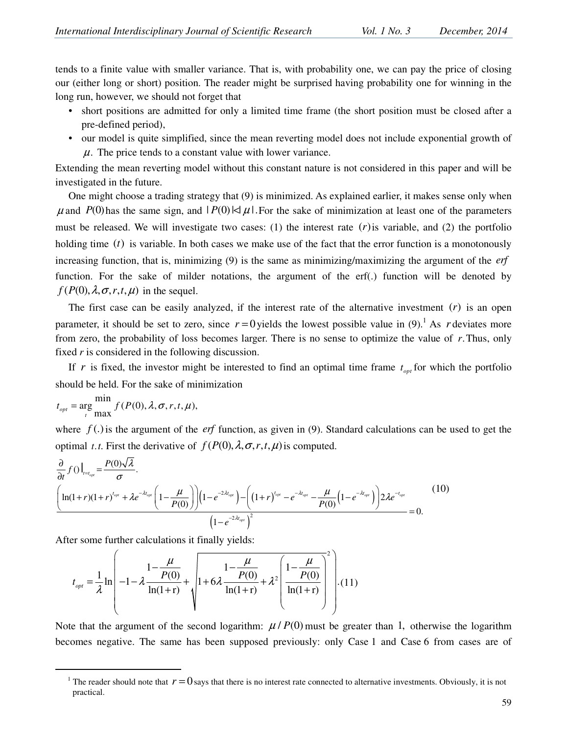tends to a finite value with smaller variance. That is, with probability one, we can pay the price of closing our (either long or short) position. The reader might be surprised having probability one for winning in the long run, however, we should not forget that

- short positions are admitted for only a limited time frame (the short position must be closed after a pre-defined period),
- our model is quite simplified, since the mean reverting model does not include exponential growth of $\mu$. The price tends to a constant value with lower variance.

Extending the mean reverting model without this constant nature is not considered in this paper and will be investigated in the future.

One might choose a trading strategy that (9) is minimized. As explained earlier, it makes sense only when $\mu$ and $P(0)$ has the same sign, and $|P(0)|<|\mu|$. For the sake of minimization at least one of the parameters must be released. We will investigate two cases: (1) the interest rate $(r)$ is variable, and (2) the portfolio holding time $(t)$ is variable. In both cases we make use of the fact that the error function is a monotonously increasing function, that is, minimizing (9) is the same as minimizing/maximizing the argument of the *erf* function. For the sake of milder notations, the argument of the erf(.) function will be denoted by $f(P(0),\lambda,\sigma,r,t,\mu)$ in the sequel.

The first case can be easily analyzed, if the interest rate of the alternative investment $(r)$ is an open parameter, it should be set to zero, since $r=0$ yields the lowest possible value in (9).[1] As $r$ deviates more from zero, the probability of loss becomes larger. There is no sense to optimize the value of $r$. Thus, only fixed $r$ is considered in the following discussion.

If $r$ is fixed, the investor might be interested to find an optimal time frame $t_{opt}$ for which the portfolio should be held. For the sake of minimization

$$t_{opt} = \arg \underset{t}{\overset{\min}{\max}} f(P(0),\lambda,\sigma,r,t,\mu),$$

where $f(.)$ is the argument of the *erf* function, as given in (9). Standard calculations can be used to get the optimal $t.t.$ First the derivative of $f(P(0),\lambda,\sigma,r,t,\mu)$ is computed.

$$\frac{\partial}{\partial t} f()\big|_{t=t_{opt}} = \frac{P(0)\sqrt{\lambda}}{\sigma}.$$
$$\frac{\left(\ln(1+r)(1+r)^{t_{opt}} + \lambda e^{-\lambda t_{opt}}\left(1-\frac{\mu}{P(0)}\right)\right)\left(1-e^{-2\lambda t_{opt}}\right) - \left((1+r)^{t_{opt}} - e^{-\lambda t_{opt}} - \frac{\mu}{P(0)}\left(1-e^{-\lambda t_{opt}}\right)\right)2\lambda e^{-t_{opt}}}{\left(1-e^{-2\lambda t_{opt}}\right)^2} = 0. \tag{10}$$

After some further calculations it finally yields:

$$t_{opt} = \frac{1}{\lambda}\ln\left(-1-\lambda\frac{1-\frac{\mu}{P(0)}}{\ln(1+\mathrm{r})} + \sqrt{1+6\lambda\frac{1-\frac{\mu}{P(0)}}{\ln(1+\mathrm{r})} + \lambda^2\left(\frac{1-\frac{\mu}{P(0)}}{\ln(1+\mathrm{r})}\right)^2}\right). \tag{11}$$

Note that the argument of the second logarithm: $\mu/P(0)$ must be greater than 1, otherwise the logarithm becomes negative. The same has been supposed previously: only Case 1 and Case 6 from cases are of

[1] The reader should note that $r=0$ says that there is no interest rate connected to alternative investments. Obviously, it is not practical.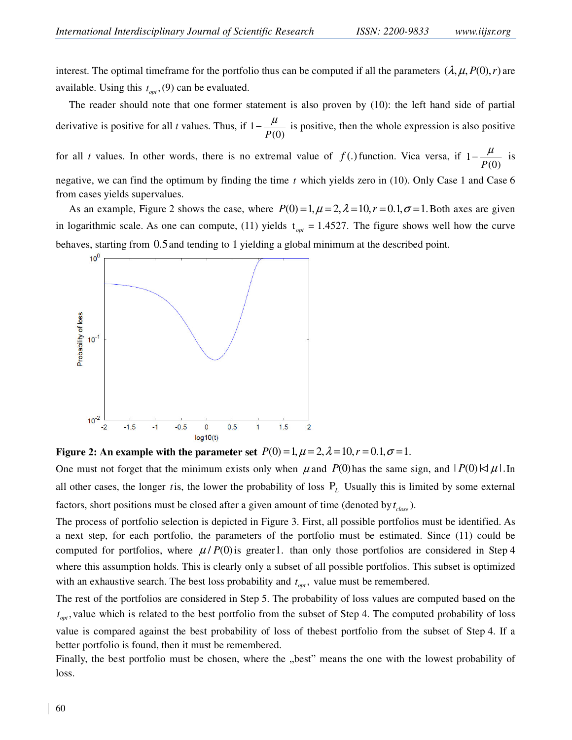interest. The optimal timeframe for the portfolio thus can be computed if all the parameters $(\lambda, \mu, P(0), r)$ are available. Using this $t_{opt}$, (9) can be evaluated.

The reader should note that one former statement is also proven by (10): the left hand side of partial derivative is positive for all $t$ values. Thus, if $1-\frac{\mu}{P(0)}$ is positive, then the whole expression is also positive for all $t$ values. In other words, there is no extremal value of $f(.)$ function. Vica versa, if $1-\frac{\mu}{P(0)}$ is negative, we can find the optimum by finding the time $t$ which yields zero in (10). Only Case 1 and Case 6 from cases yields supervalues.

As an example, Figure 2 shows the case, where $P(0)=1, \mu=2, \lambda=10, r=0.1, \sigma=1$. Both axes are given in logarithmic scale. As one can compute, (11) yields $t_{opt}$ = 1.4527. The figure shows well how the curve behaves, starting from 0.5 and tending to 1 yielding a global minimum at the described point.

**Figure 2: An example with the parameter set** $P(0)=1, \mu=2, \lambda=10, r=0.1, \sigma=1$.

One must not forget that the minimum exists only when $\mu$ and $P(0)$ has the same sign, and $|P(0)|<|\mu|$. In all other cases, the longer $t$ is, the lower the probability of loss $P_L$ Usually this is limited by some external factors, short positions must be closed after a given amount of time (denoted by $t_{close}$).

The process of portfolio selection is depicted in Figure 3. First, all possible portfolios must be identified. As a next step, for each portfolio, the parameters of the portfolio must be estimated. Since (11) could be computed for portfolios, where $\mu/P(0)$ is greater1. than only those portfolios are considered in Step 4 where this assumption holds. This is clearly only a subset of all possible portfolios. This subset is optimized with an exhaustive search. The best loss probability and $t_{opt}$, value must be remembered.

The rest of the portfolios are considered in Step 5. The probability of loss values are computed based on the $t_{opt}$, value which is related to the best portfolio from the subset of Step 4. The computed probability of loss value is compared against the best probability of loss of thebest portfolio from the subset of Step 4. If a better portfolio is found, then it must be remembered.

Finally, the best portfolio must be chosen, where the „best" means the one with the lowest probability of loss.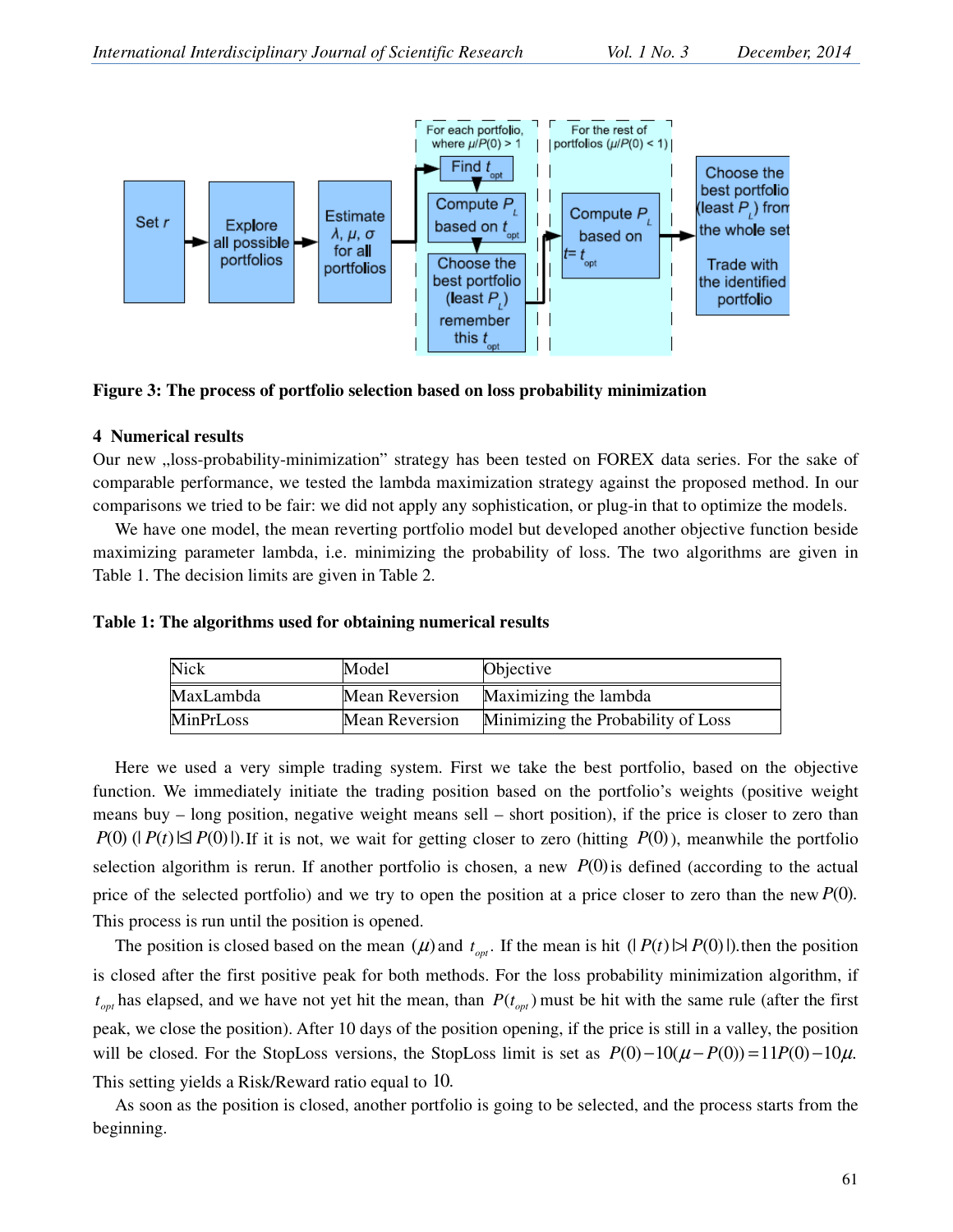**Figure 3: The process of portfolio selection based on loss probability minimization**

## 4 Numerical results

Our new „loss-probability-minimization" strategy has been tested on FOREX data series. For the sake of comparable performance, we tested the lambda maximization strategy against the proposed method. In our comparisons we tried to be fair: we did not apply any sophistication, or plug-in that to optimize the models.

We have one model, the mean reverting portfolio model but developed another objective function beside maximizing parameter lambda, i.e. minimizing the probability of loss. The two algorithms are given in Table 1. The decision limits are given in Table 2.

**Table 1: The algorithms used for obtaining numerical results**

| Nick | Model | Objective |
|---|---|---|
| MaxLambda | Mean Reversion | Maximizing the lambda |
| MinPrLoss | Mean Reversion | Minimizing the Probability of Loss |

Here we used a very simple trading system. First we take the best portfolio, based on the objective function. We immediately initiate the trading position based on the portfolio's weights (positive weight means buy – long position, negative weight means sell – short position), if the price is closer to zero than $P(0)$ ($|P(t)|\leq|P(0)|$). If it is not, we wait for getting closer to zero (hitting $P(0)$), meanwhile the portfolio selection algorithm is rerun. If another portfolio is chosen, a new $P(0)$ is defined (according to the actual price of the selected portfolio) and we try to open the position at a price closer to zero than the new $P(0)$. This process is run until the position is opened.

The position is closed based on the mean ($\mu$) and $t_{opt}$. If the mean is hit ($|P(t)|>|P(0)|$).then the position is closed after the first positive peak for both methods. For the loss probability minimization algorithm, if $t_{opt}$ has elapsed, and we have not yet hit the mean, than $P(t_{opt})$ must be hit with the same rule (after the first peak, we close the position). After 10 days of the position opening, if the price is still in a valley, the position will be closed. For the StopLoss versions, the StopLoss limit is set as $P(0)-10(\mu-P(0))=11P(0)-10\mu$. This setting yields a Risk/Reward ratio equal to 10.

As soon as the position is closed, another portfolio is going to be selected, and the process starts from the beginning.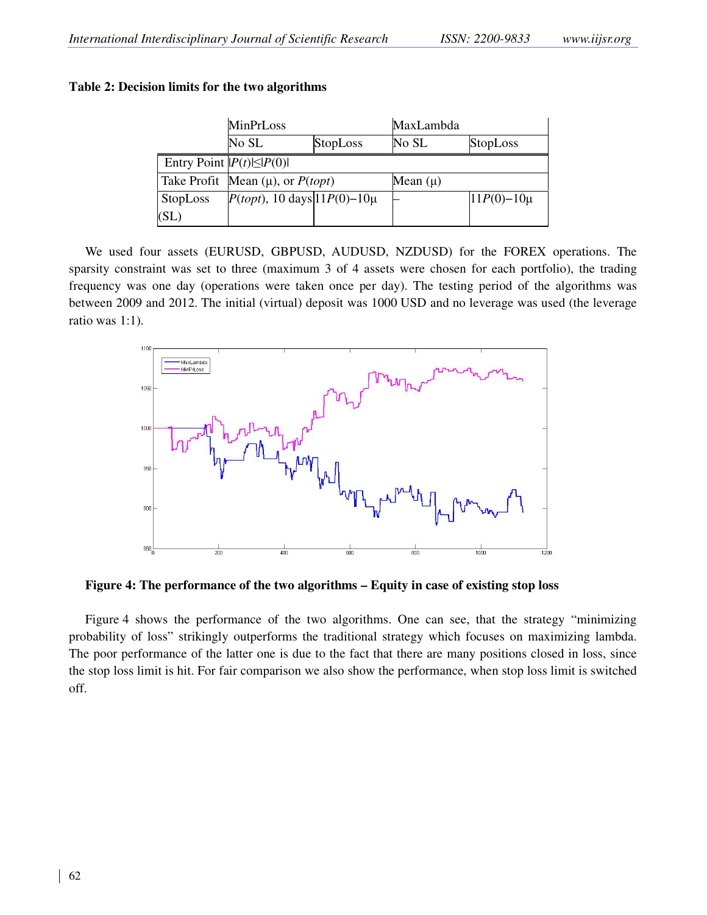**Table 2: Decision limits for the two algorithms**

| | MinPrLoss | | MaxLambda | |
|---|---|---|---|---|
| | No SL | StopLoss | No SL | StopLoss |
| Entry Point | $\|P(t)\|\leq\|P(0)\|$ | | | |
| Take Profit | Mean (μ), or $P(topt)$ | | Mean (μ) | |
| StopLoss (SL) | $P(topt)$, 10 days | $11P(0)-10\mu$ | – | $11P(0)-10\mu$ |

We used four assets (EURUSD, GBPUSD, AUDUSD, NZDUSD) for the FOREX operations. The sparsity constraint was set to three (maximum 3 of 4 assets were chosen for each portfolio), the trading frequency was one day (operations were taken once per day). The testing period of the algorithms was between 2009 and 2012. The initial (virtual) deposit was 1000 USD and no leverage was used (the leverage ratio was 1:1).

**Figure 4: The performance of the two algorithms – Equity in case of existing stop loss**

Figure 4 shows the performance of the two algorithms. One can see, that the strategy "minimizing probability of loss" strikingly outperforms the traditional strategy which focuses on maximizing lambda. The poor performance of the latter one is due to the fact that there are many positions closed in loss, since the stop loss limit is hit. For fair comparison we also show the performance, when stop loss limit is switched off.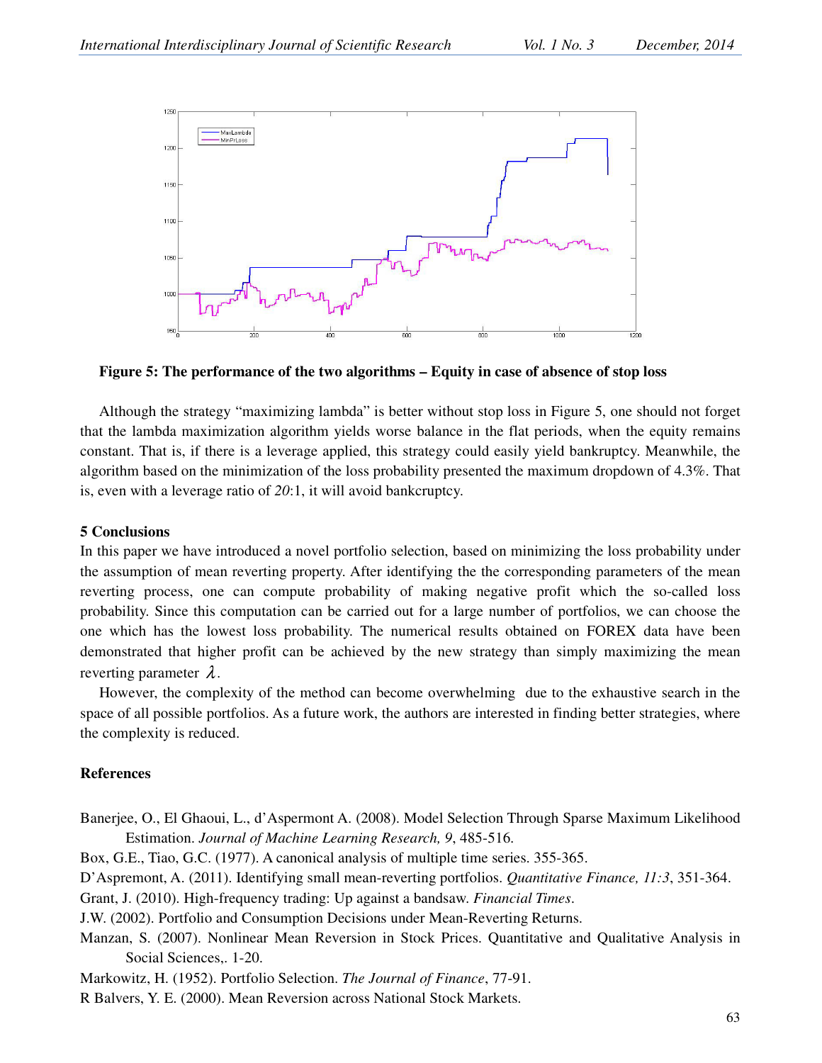MaxLambda
MinPrLoss

1250
1200
1150
1100
1050
1000
950

0
200
400
600
800
1000
1200

**Figure 5: The performance of the two algorithms – Equity in case of absence of stop loss**

Although the strategy "maximizing lambda" is better without stop loss in Figure 5, one should not forget that the lambda maximization algorithm yields worse balance in the flat periods, when the equity remains constant. That is, if there is a leverage applied, this strategy could easily yield bankruptcy. Meanwhile, the algorithm based on the minimization of the loss probability presented the maximum dropdown of 4.3%. That is, even with a leverage ratio of *20*:1, it will avoid backcruptcy.

## 5 Conclusions

In this paper we have introduced a novel portfolio selection, based on minimizing the loss probability under the assumption of mean reverting property. After identifying the the corresponding parameters of the mean reverting process, one can compute probability of making negative profit which the so-called loss probability. Since this computation can be carried out for a large number of portfolios, we can choose the one which has the lowest loss probability. The numerical results obtained on FOREX data have been demonstrated that higher profit can be achieved by the new strategy than simply maximizing the mean reverting parameter $\lambda$.

However, the complexity of the method can become overwhelming due to the exhaustive search in the space of all possible portfolios. As a future work, the authors are interested in finding better strategies, where the complexity is reduced.

## References

Banerjee, O., El Ghaoui, L., d'Aspermont A. (2008). Model Selection Through Sparse Maximum Likelihood Estimation. *Journal of Machine Learning Research, 9*, 485-516.

Box, G.E., Tiao, G.C. (1977). A canonical analysis of multiple time series. 355-365.

D'Aspremont, A. (2011). Identifying small mean-reverting portfolios. *Quantitative Finance, 11:3*, 351-364.

Grant, J. (2010). High-frequency trading: Up against a bandsaw. *Financial Times*.

J.W. (2002). Portfolio and Consumption Decisions under Mean-Reverting Returns.

Manzan, S. (2007). Nonlinear Mean Reversion in Stock Prices. Quantitative and Qualitative Analysis in Social Sciences,. 1-20.

Markowitz, H. (1952). Portfolio Selection. *The Journal of Finance*, 77-91.

R Balvers, Y. E. (2000). Mean Reversion across National Stock Markets.